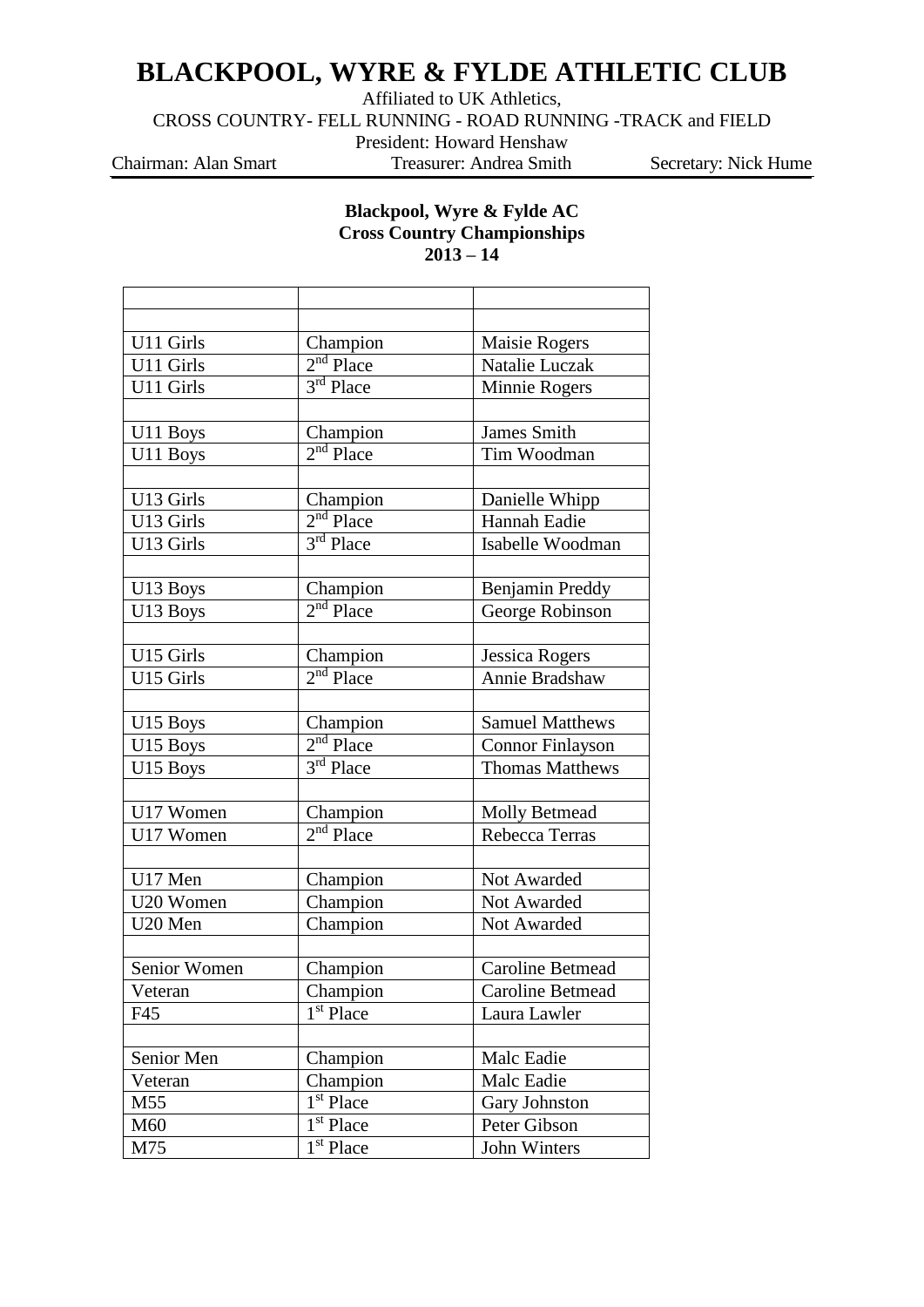# BLACKPOOL, WYRE & FYLDE ATHLETIC CLUB

Affiliated to UK Athletics,

CROSS COUNTRY- FELL RUNNING - ROAD RUNNING -TRACK and FIELD

President: Howard Henshaw

Chairman: Alan Smart    Treasurer: Andrea Smith    Secretary: Nick Hume

**Blackpool, Wyre & Fylde AC**
**Cross Country Championships**
**2013 – 14**

| | | |
|---|---|---|
| | | |
| U11 Girls | Champion | Maisie Rogers |
| U11 Girls | 2nd Place | Natalie Luczak |
| U11 Girls | 3rd Place | Minnie Rogers |
| | | |
| U11 Boys | Champion | James Smith |
| U11 Boys | 2nd Place | Tim Woodman |
| | | |
| U13 Girls | Champion | Danielle Whipp |
| U13 Girls | 2nd Place | Hannah Eadie |
| U13 Girls | 3rd Place | Isabelle Woodman |
| | | |
| U13 Boys | Champion | Benjamin Preddy |
| U13 Boys | 2nd Place | George Robinson |
| | | |
| U15 Girls | Champion | Jessica Rogers |
| U15 Girls | 2nd Place | Annie Bradshaw |
| | | |
| U15 Boys | Champion | Samuel Matthews |
| U15 Boys | 2nd Place | Connor Finlayson |
| U15 Boys | 3rd Place | Thomas Matthews |
| | | |
| U17 Women | Champion | Molly Betmead |
| U17 Women | 2nd Place | Rebecca Terras |
| | | |
| U17 Men | Champion | Not Awarded |
| U20 Women | Champion | Not Awarded |
| U20 Men | Champion | Not Awarded |
| | | |
| Senior Women | Champion | Caroline Betmead |
| Veteran | Champion | Caroline Betmead |
| F45 | 1st Place | Laura Lawler |
| | | |
| Senior Men | Champion | Malc Eadie |
| Veteran | Champion | Malc Eadie |
| M55 | 1st Place | Gary Johnston |
| M60 | 1st Place | Peter Gibson |
| M75 | 1st Place | John Winters |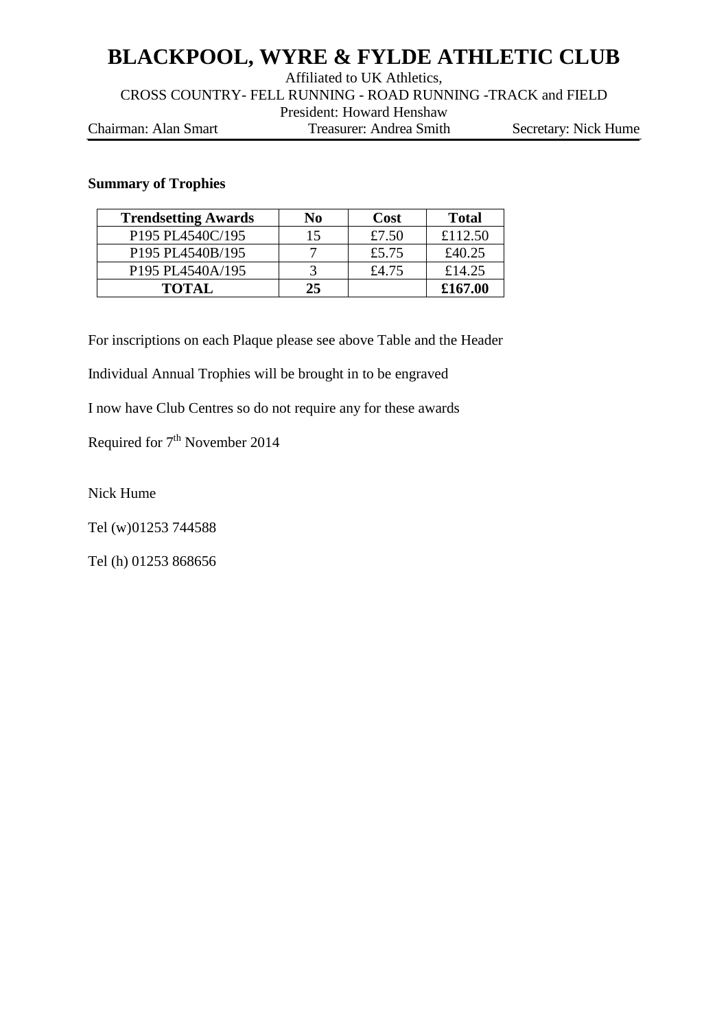# BLACKPOOL, WYRE & FYLDE ATHLETIC CLUB

Affiliated to UK Athletics,

CROSS COUNTRY- FELL RUNNING - ROAD RUNNING -TRACK and FIELD

President: Howard Henshaw

Chairman: Alan Smart Treasurer: Andrea Smith Secretary: Nick Hume

**Summary of Trophies**

| Trendsetting Awards | No | Cost | Total |
|---|---|---|---|
| P195 PL4540C/195 | 15 | £7.50 | £112.50 |
| P195 PL4540B/195 | 7 | £5.75 | £40.25 |
| P195 PL4540A/195 | 3 | £4.75 | £14.25 |
| **TOTAL** | **25** | | **£167.00** |

For inscriptions on each Plaque please see above Table and the Header

Individual Annual Trophies will be brought in to be engraved

I now have Club Centres so do not require any for these awards

Required for 7th November 2014

Nick Hume

Tel (w)01253 744588

Tel (h) 01253 868656